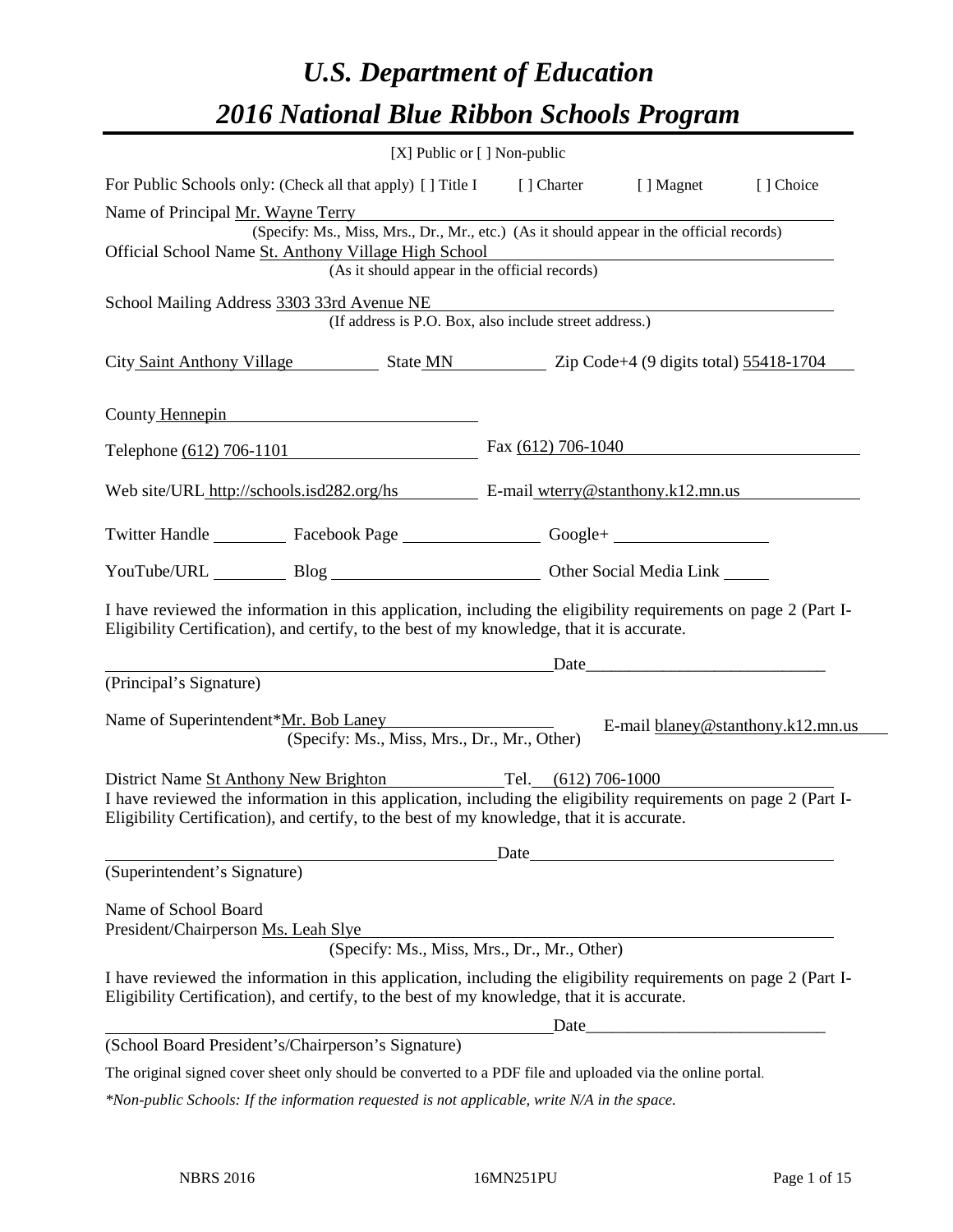# *U.S. Department of Education*
# *2016 National Blue Ribbon Schools Program*

[X] Public or [ ] Non-public

For Public Schools only: (Check all that apply) [ ] Title I [ ] Charter [ ] Magnet [ ] Choice

Name of Principal Mr. Wayne Terry
(Specify: Ms., Miss, Mrs., Dr., Mr., etc.) (As it should appear in the official records)

Official School Name St. Anthony Village High School
(As it should appear in the official records)

School Mailing Address 3303 33rd Avenue NE
(If address is P.O. Box, also include street address.)

City Saint Anthony Village State MN Zip Code+4 (9 digits total) 55418-1704

County Hennepin

Telephone (612) 706-1101 Fax (612) 706-1040

Web site/URL http://schools.isd282.org/hs E-mail wterry@stanthony.k12.mn.us

Twitter Handle ________ Facebook Page ________ Google+ ________

YouTube/URL ________ Blog ________ Other Social Media Link ________

I have reviewed the information in this application, including the eligibility requirements on page 2 (Part I-Eligibility Certification), and certify, to the best of my knowledge, that it is accurate.

_________________________________ Date_____________________

(Principal's Signature)

Name of Superintendent*Mr. Bob Laney E-mail blaney@stanthony.k12.mn.us
(Specify: Ms., Miss, Mrs., Dr., Mr., Other)

District Name St Anthony New Brighton Tel. (612) 706-1000

I have reviewed the information in this application, including the eligibility requirements on page 2 (Part I-Eligibility Certification), and certify, to the best of my knowledge, that it is accurate.

_________________________________ Date_____________________

(Superintendent's Signature)

Name of School Board
President/Chairperson Ms. Leah Slye
(Specify: Ms., Miss, Mrs., Dr., Mr., Other)

I have reviewed the information in this application, including the eligibility requirements on page 2 (Part I-Eligibility Certification), and certify, to the best of my knowledge, that it is accurate.

_________________________________ Date_____________________

(School Board President's/Chairperson's Signature)

The original signed cover sheet only should be converted to a PDF file and uploaded via the online portal.

*\*Non-public Schools: If the information requested is not applicable, write N/A in the space.*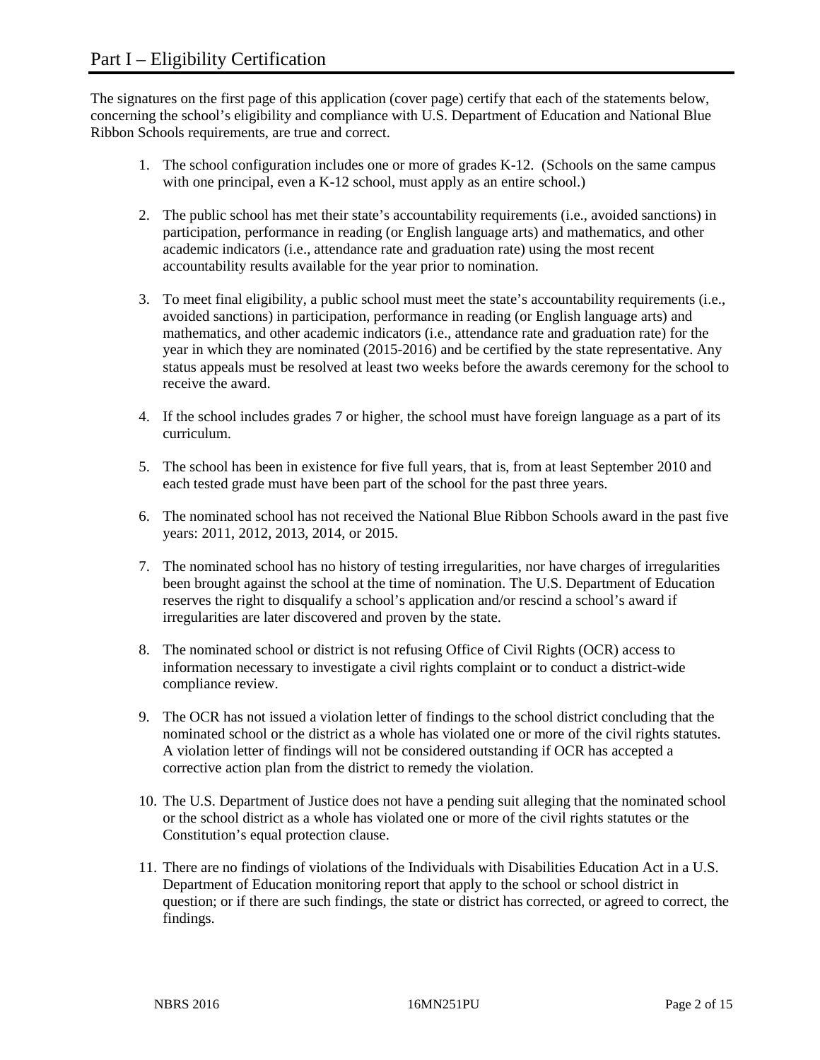# Part I – Eligibility Certification

The signatures on the first page of this application (cover page) certify that each of the statements below, concerning the school's eligibility and compliance with U.S. Department of Education and National Blue Ribbon Schools requirements, are true and correct.

1. The school configuration includes one or more of grades K-12. (Schools on the same campus with one principal, even a K-12 school, must apply as an entire school.)

2. The public school has met their state's accountability requirements (i.e., avoided sanctions) in participation, performance in reading (or English language arts) and mathematics, and other academic indicators (i.e., attendance rate and graduation rate) using the most recent accountability results available for the year prior to nomination.

3. To meet final eligibility, a public school must meet the state's accountability requirements (i.e., avoided sanctions) in participation, performance in reading (or English language arts) and mathematics, and other academic indicators (i.e., attendance rate and graduation rate) for the year in which they are nominated (2015-2016) and be certified by the state representative. Any status appeals must be resolved at least two weeks before the awards ceremony for the school to receive the award.

4. If the school includes grades 7 or higher, the school must have foreign language as a part of its curriculum.

5. The school has been in existence for five full years, that is, from at least September 2010 and each tested grade must have been part of the school for the past three years.

6. The nominated school has not received the National Blue Ribbon Schools award in the past five years: 2011, 2012, 2013, 2014, or 2015.

7. The nominated school has no history of testing irregularities, nor have charges of irregularities been brought against the school at the time of nomination. The U.S. Department of Education reserves the right to disqualify a school's application and/or rescind a school's award if irregularities are later discovered and proven by the state.

8. The nominated school or district is not refusing Office of Civil Rights (OCR) access to information necessary to investigate a civil rights complaint or to conduct a district-wide compliance review.

9. The OCR has not issued a violation letter of findings to the school district concluding that the nominated school or the district as a whole has violated one or more of the civil rights statutes. A violation letter of findings will not be considered outstanding if OCR has accepted a corrective action plan from the district to remedy the violation.

10. The U.S. Department of Justice does not have a pending suit alleging that the nominated school or the school district as a whole has violated one or more of the civil rights statutes or the Constitution's equal protection clause.

11. There are no findings of violations of the Individuals with Disabilities Education Act in a U.S. Department of Education monitoring report that apply to the school or school district in question; or if there are such findings, the state or district has corrected, or agreed to correct, the findings.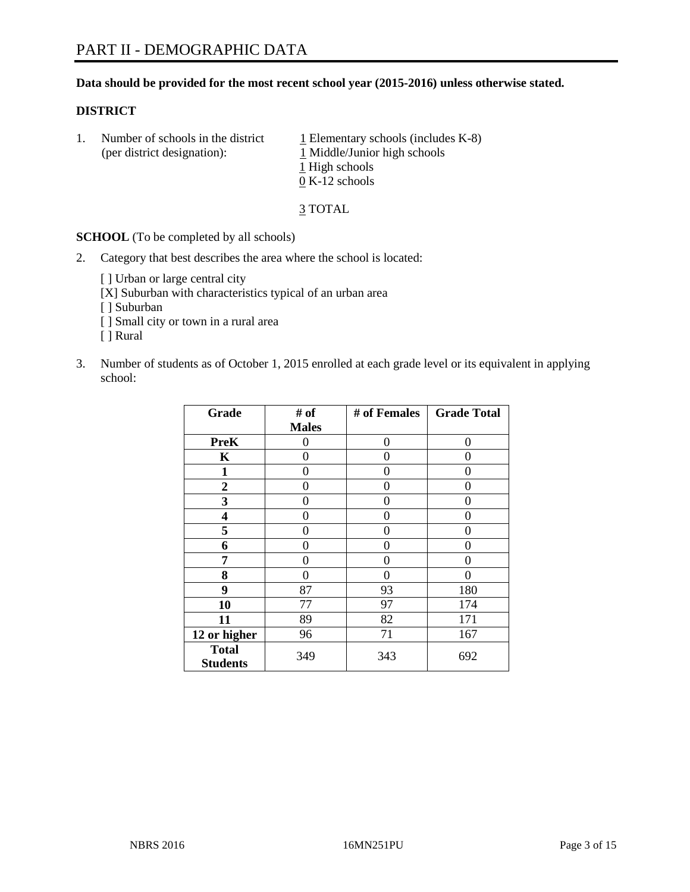# PART II - DEMOGRAPHIC DATA

**Data should be provided for the most recent school year (2015-2016) unless otherwise stated.**

**DISTRICT**

1. Number of schools in the district (per district designation):
   1 Elementary schools (includes K-8)
   1 Middle/Junior high schools
   1 High schools
   0 K-12 schools

   3 TOTAL

**SCHOOL** (To be completed by all schools)

2. Category that best describes the area where the school is located:

   [ ] Urban or large central city
   [X] Suburban with characteristics typical of an urban area
   [ ] Suburban
   [ ] Small city or town in a rural area
   [ ] Rural

3. Number of students as of October 1, 2015 enrolled at each grade level or its equivalent in applying school:

| Grade | # of Males | # of Females | Grade Total |
|---|---|---|---|
| **PreK** | 0 | 0 | 0 |
| **K** | 0 | 0 | 0 |
| **1** | 0 | 0 | 0 |
| **2** | 0 | 0 | 0 |
| **3** | 0 | 0 | 0 |
| **4** | 0 | 0 | 0 |
| **5** | 0 | 0 | 0 |
| **6** | 0 | 0 | 0 |
| **7** | 0 | 0 | 0 |
| **8** | 0 | 0 | 0 |
| **9** | 87 | 93 | 180 |
| **10** | 77 | 97 | 174 |
| **11** | 89 | 82 | 171 |
| **12 or higher** | 96 | 71 | 167 |
| **Total Students** | 349 | 343 | 692 |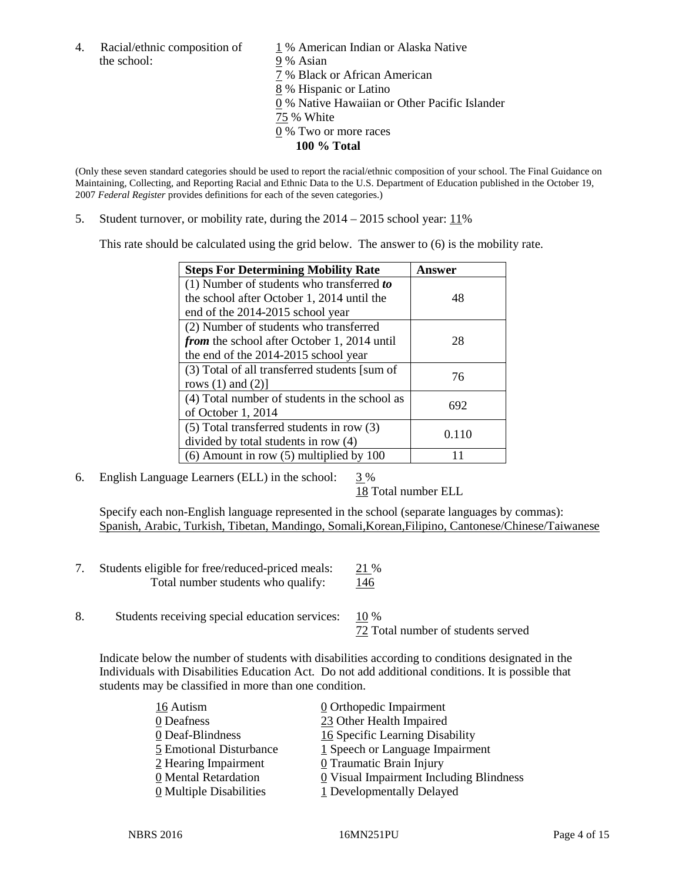4. Racial/ethnic composition of the school:

1 % American Indian or Alaska Native
9 % Asian
7 % Black or African American
8 % Hispanic or Latino
0 % Native Hawaiian or Other Pacific Islander
75 % White
0 % Two or more races
**100 % Total**

(Only these seven standard categories should be used to report the racial/ethnic composition of your school. The Final Guidance on Maintaining, Collecting, and Reporting Racial and Ethnic Data to the U.S. Department of Education published in the October 19, 2007 *Federal Register* provides definitions for each of the seven categories.)

5. Student turnover, or mobility rate, during the 2014 – 2015 school year: 11%

This rate should be calculated using the grid below. The answer to (6) is the mobility rate.

| **Steps For Determining Mobility Rate** | **Answer** |
|---|---|
| (1) Number of students who transferred ***to*** the school after October 1, 2014 until the end of the 2014-2015 school year | 48 |
| (2) Number of students who transferred ***from*** the school after October 1, 2014 until the end of the 2014-2015 school year | 28 |
| (3) Total of all transferred students [sum of rows (1) and (2)] | 76 |
| (4) Total number of students in the school as of October 1, 2014 | 692 |
| (5) Total transferred students in row (3) divided by total students in row (4) | 0.110 |
| (6) Amount in row (5) multiplied by 100 | 11 |

6. English Language Learners (ELL) in the school: 3 %
18 Total number ELL

Specify each non-English language represented in the school (separate languages by commas):
Spanish, Arabic, Turkish, Tibetan, Mandingo, Somali,Korean,Filipino, Cantonese/Chinese/Taiwanese

7. Students eligible for free/reduced-priced meals: 21 %
Total number students who qualify: 146

8. Students receiving special education services: 10 %
72 Total number of students served

Indicate below the number of students with disabilities according to conditions designated in the Individuals with Disabilities Education Act. Do not add additional conditions. It is possible that students may be classified in more than one condition.

16 Autism
0 Deafness
0 Deaf-Blindness
5 Emotional Disturbance
2 Hearing Impairment
0 Mental Retardation
0 Multiple Disabilities
0 Orthopedic Impairment
23 Other Health Impaired
16 Specific Learning Disability
1 Speech or Language Impairment
0 Traumatic Brain Injury
0 Visual Impairment Including Blindness
1 Developmentally Delayed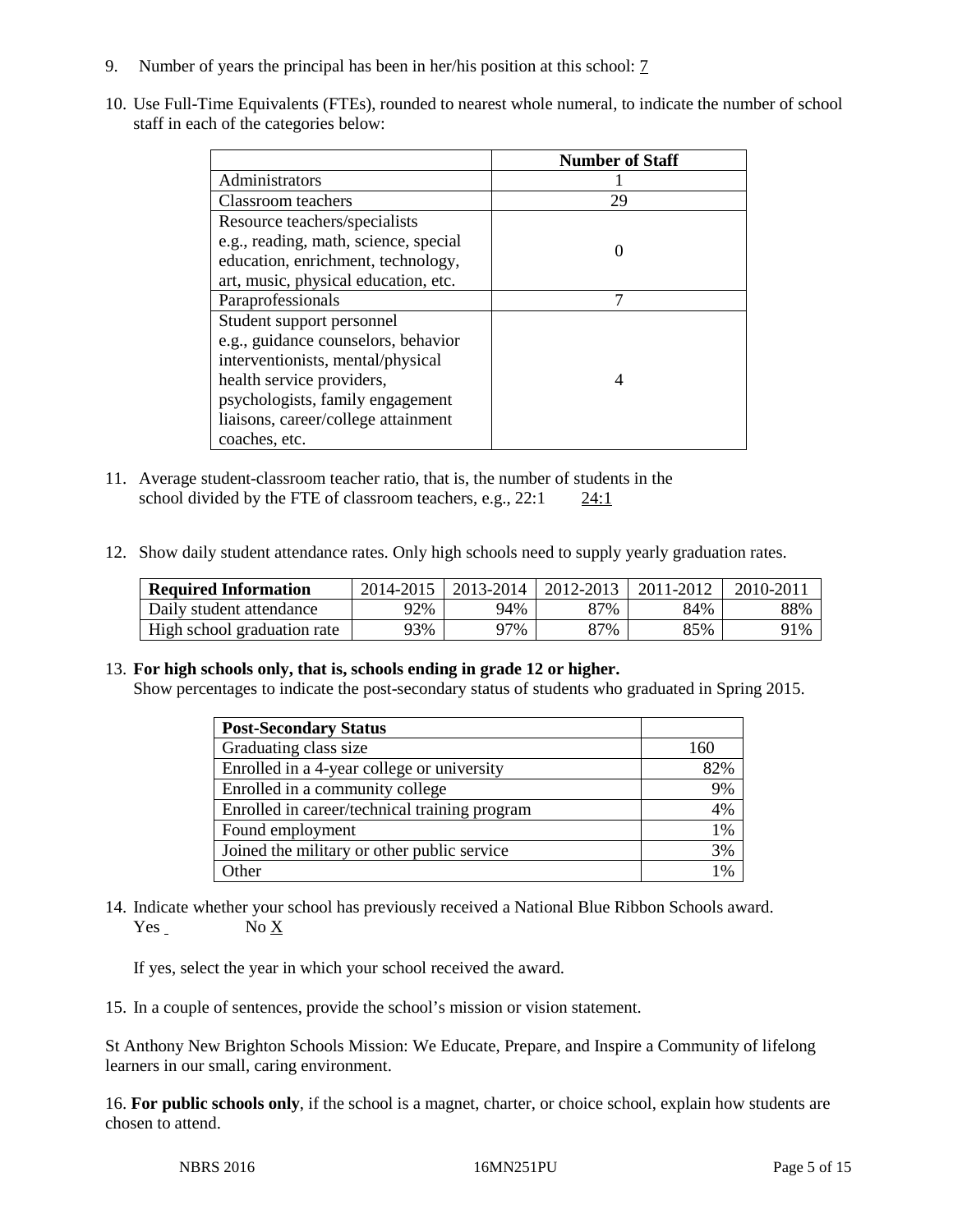9. Number of years the principal has been in her/his position at this school: 7

10. Use Full-Time Equivalents (FTEs), rounded to nearest whole numeral, to indicate the number of school staff in each of the categories below:

| | Number of Staff |
|---|---|
| Administrators | 1 |
| Classroom teachers | 29 |
| Resource teachers/specialists e.g., reading, math, science, special education, enrichment, technology, art, music, physical education, etc. | 0 |
| Paraprofessionals | 7 |
| Student support personnel e.g., guidance counselors, behavior interventionists, mental/physical health service providers, psychologists, family engagement liaisons, career/college attainment coaches, etc. | 4 |

11. Average student-classroom teacher ratio, that is, the number of students in the school divided by the FTE of classroom teachers, e.g., 22:1   24:1

12. Show daily student attendance rates. Only high schools need to supply yearly graduation rates.

| Required Information | 2014-2015 | 2013-2014 | 2012-2013 | 2011-2012 | 2010-2011 |
|---|---|---|---|---|---|
| Daily student attendance | 92% | 94% | 87% | 84% | 88% |
| High school graduation rate | 93% | 97% | 87% | 85% | 91% |

13. **For high schools only, that is, schools ending in grade 12 or higher.**
Show percentages to indicate the post-secondary status of students who graduated in Spring 2015.

| Post-Secondary Status | |
|---|---|
| Graduating class size | 160 |
| Enrolled in a 4-year college or university | 82% |
| Enrolled in a community college | 9% |
| Enrolled in career/technical training program | 4% |
| Found employment | 1% |
| Joined the military or other public service | 3% |
| Other | 1% |

14. Indicate whether your school has previously received a National Blue Ribbon Schools award.
Yes ___ No X

If yes, select the year in which your school received the award.

15. In a couple of sentences, provide the school's mission or vision statement.

St Anthony New Brighton Schools Mission: We Educate, Prepare, and Inspire a Community of lifelong learners in our small, caring environment.

16. **For public schools only**, if the school is a magnet, charter, or choice school, explain how students are chosen to attend.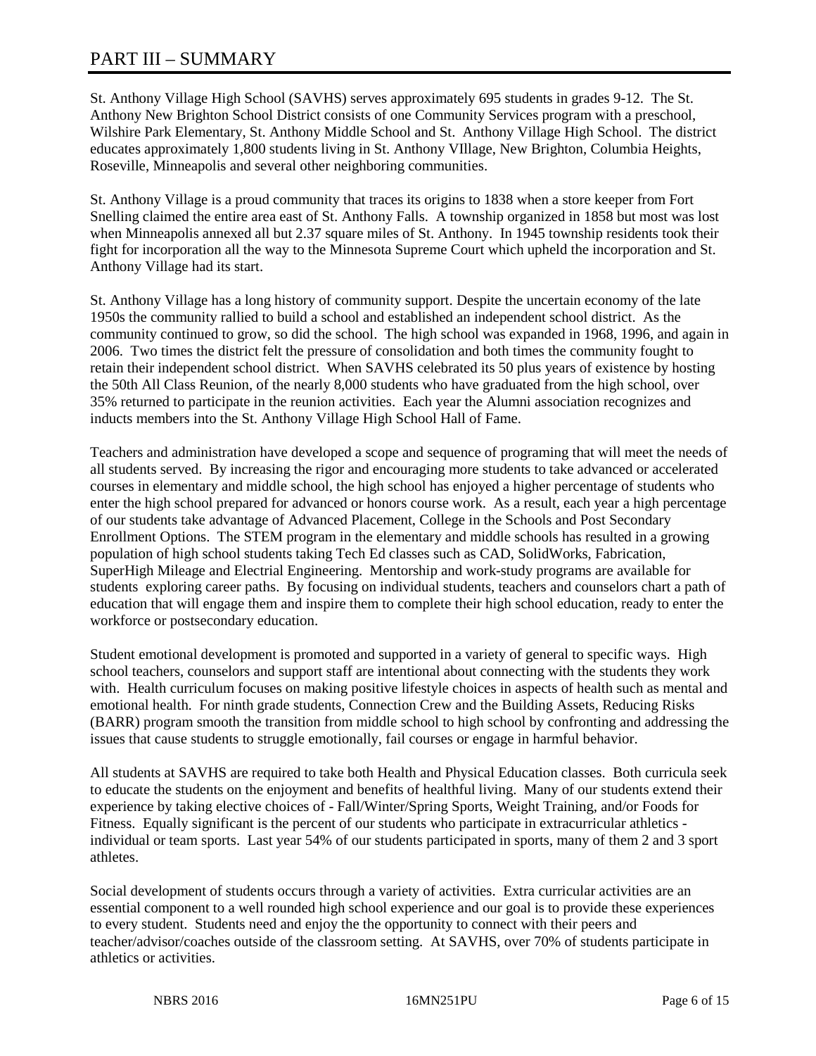# PART III – SUMMARY

St. Anthony Village High School (SAVHS) serves approximately 695 students in grades 9-12. The St. Anthony New Brighton School District consists of one Community Services program with a preschool, Wilshire Park Elementary, St. Anthony Middle School and St. Anthony Village High School. The district educates approximately 1,800 students living in St. Anthony VIllage, New Brighton, Columbia Heights, Roseville, Minneapolis and several other neighboring communities.

St. Anthony Village is a proud community that traces its origins to 1838 when a store keeper from Fort Snelling claimed the entire area east of St. Anthony Falls. A township organized in 1858 but most was lost when Minneapolis annexed all but 2.37 square miles of St. Anthony. In 1945 township residents took their fight for incorporation all the way to the Minnesota Supreme Court which upheld the incorporation and St. Anthony Village had its start.

St. Anthony Village has a long history of community support. Despite the uncertain economy of the late 1950s the community rallied to build a school and established an independent school district. As the community continued to grow, so did the school. The high school was expanded in 1968, 1996, and again in 2006. Two times the district felt the pressure of consolidation and both times the community fought to retain their independent school district. When SAVHS celebrated its 50 plus years of existence by hosting the 50th All Class Reunion, of the nearly 8,000 students who have graduated from the high school, over 35% returned to participate in the reunion activities. Each year the Alumni association recognizes and inducts members into the St. Anthony Village High School Hall of Fame.

Teachers and administration have developed a scope and sequence of programing that will meet the needs of all students served. By increasing the rigor and encouraging more students to take advanced or accelerated courses in elementary and middle school, the high school has enjoyed a higher percentage of students who enter the high school prepared for advanced or honors course work. As a result, each year a high percentage of our students take advantage of Advanced Placement, College in the Schools and Post Secondary Enrollment Options. The STEM program in the elementary and middle schools has resulted in a growing population of high school students taking Tech Ed classes such as CAD, SolidWorks, Fabrication, SuperHigh Mileage and Electrial Engineering. Mentorship and work-study programs are available for students exploring career paths. By focusing on individual students, teachers and counselors chart a path of education that will engage them and inspire them to complete their high school education, ready to enter the workforce or postsecondary education.

Student emotional development is promoted and supported in a variety of general to specific ways. High school teachers, counselors and support staff are intentional about connecting with the students they work with. Health curriculum focuses on making positive lifestyle choices in aspects of health such as mental and emotional health. For ninth grade students, Connection Crew and the Building Assets, Reducing Risks (BARR) program smooth the transition from middle school to high school by confronting and addressing the issues that cause students to struggle emotionally, fail courses or engage in harmful behavior.

All students at SAVHS are required to take both Health and Physical Education classes. Both curricula seek to educate the students on the enjoyment and benefits of healthful living. Many of our students extend their experience by taking elective choices of - Fall/Winter/Spring Sports, Weight Training, and/or Foods for Fitness. Equally significant is the percent of our students who participate in extracurricular athletics - individual or team sports. Last year 54% of our students participated in sports, many of them 2 and 3 sport athletes.

Social development of students occurs through a variety of activities. Extra curricular activities are an essential component to a well rounded high school experience and our goal is to provide these experiences to every student. Students need and enjoy the the opportunity to connect with their peers and teacher/advisor/coaches outside of the classroom setting. At SAVHS, over 70% of students participate in athletics or activities.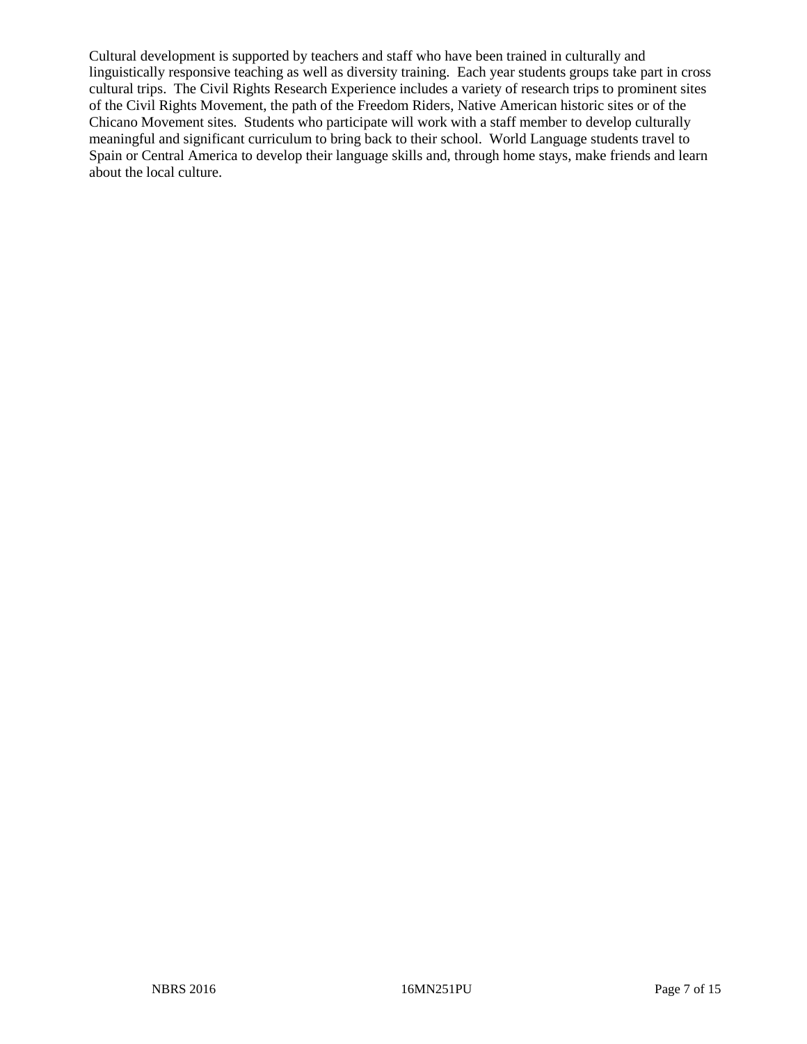Cultural development is supported by teachers and staff who have been trained in culturally and linguistically responsive teaching as well as diversity training. Each year students groups take part in cross cultural trips. The Civil Rights Research Experience includes a variety of research trips to prominent sites of the Civil Rights Movement, the path of the Freedom Riders, Native American historic sites or of the Chicano Movement sites. Students who participate will work with a staff member to develop culturally meaningful and significant curriculum to bring back to their school. World Language students travel to Spain or Central America to develop their language skills and, through home stays, make friends and learn about the local culture.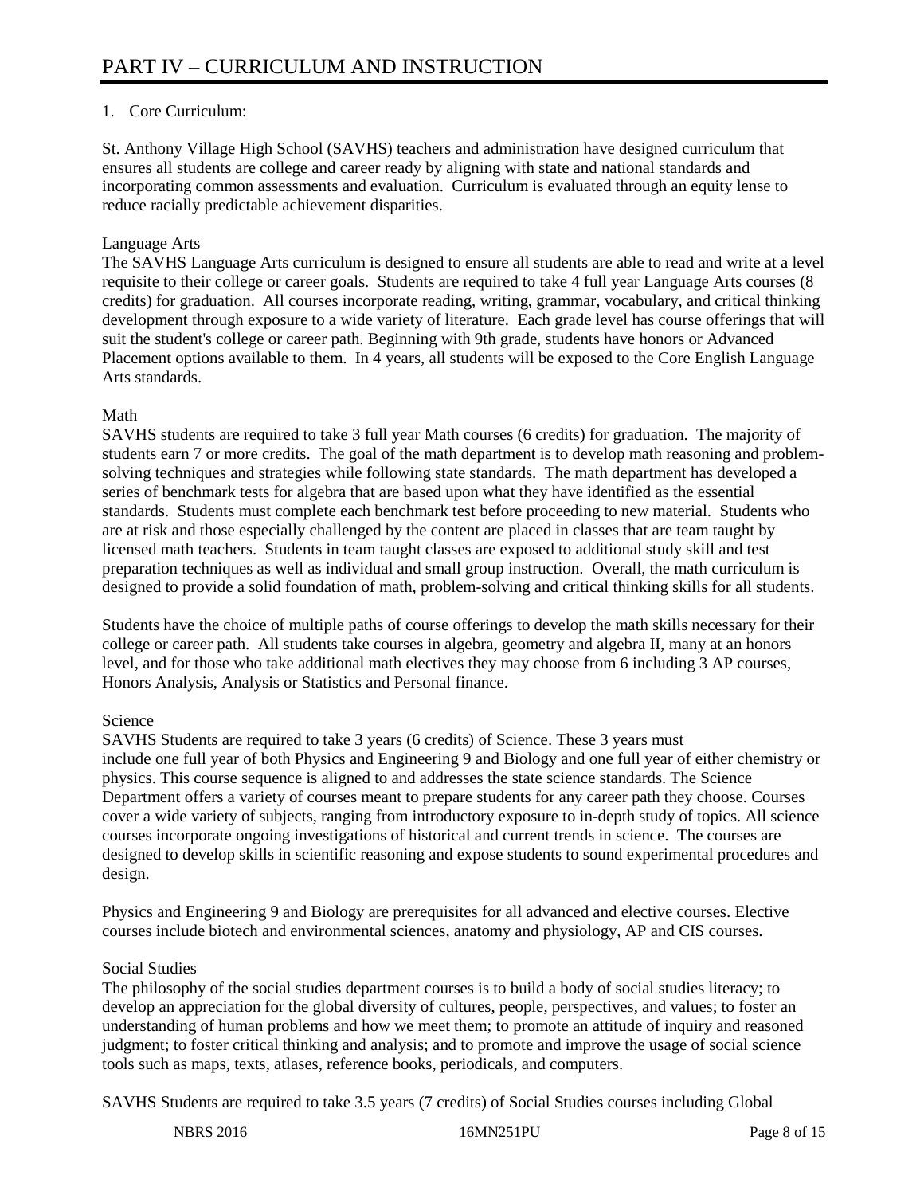# PART IV – CURRICULUM AND INSTRUCTION

1. Core Curriculum:

St. Anthony Village High School (SAVHS) teachers and administration have designed curriculum that ensures all students are college and career ready by aligning with state and national standards and incorporating common assessments and evaluation. Curriculum is evaluated through an equity lense to reduce racially predictable achievement disparities.

Language Arts
The SAVHS Language Arts curriculum is designed to ensure all students are able to read and write at a level requisite to their college or career goals. Students are required to take 4 full year Language Arts courses (8 credits) for graduation. All courses incorporate reading, writing, grammar, vocabulary, and critical thinking development through exposure to a wide variety of literature. Each grade level has course offerings that will suit the student's college or career path. Beginning with 9th grade, students have honors or Advanced Placement options available to them. In 4 years, all students will be exposed to the Core English Language Arts standards.

Math
SAVHS students are required to take 3 full year Math courses (6 credits) for graduation. The majority of students earn 7 or more credits. The goal of the math department is to develop math reasoning and problem-solving techniques and strategies while following state standards. The math department has developed a series of benchmark tests for algebra that are based upon what they have identified as the essential standards. Students must complete each benchmark test before proceeding to new material. Students who are at risk and those especially challenged by the content are placed in classes that are team taught by licensed math teachers. Students in team taught classes are exposed to additional study skill and test preparation techniques as well as individual and small group instruction. Overall, the math curriculum is designed to provide a solid foundation of math, problem-solving and critical thinking skills for all students.

Students have the choice of multiple paths of course offerings to develop the math skills necessary for their college or career path. All students take courses in algebra, geometry and algebra II, many at an honors level, and for those who take additional math electives they may choose from 6 including 3 AP courses, Honors Analysis, Analysis or Statistics and Personal finance.

Science
SAVHS Students are required to take 3 years (6 credits) of Science. These 3 years must include one full year of both Physics and Engineering 9 and Biology and one full year of either chemistry or physics. This course sequence is aligned to and addresses the state science standards. The Science Department offers a variety of courses meant to prepare students for any career path they choose. Courses cover a wide variety of subjects, ranging from introductory exposure to in-depth study of topics. All science courses incorporate ongoing investigations of historical and current trends in science. The courses are designed to develop skills in scientific reasoning and expose students to sound experimental procedures and design.

Physics and Engineering 9 and Biology are prerequisites for all advanced and elective courses. Elective courses include biotech and environmental sciences, anatomy and physiology, AP and CIS courses.

Social Studies
The philosophy of the social studies department courses is to build a body of social studies literacy; to develop an appreciation for the global diversity of cultures, people, perspectives, and values; to foster an understanding of human problems and how we meet them; to promote an attitude of inquiry and reasoned judgment; to foster critical thinking and analysis; and to promote and improve the usage of social science tools such as maps, texts, atlases, reference books, periodicals, and computers.

SAVHS Students are required to take 3.5 years (7 credits) of Social Studies courses including Global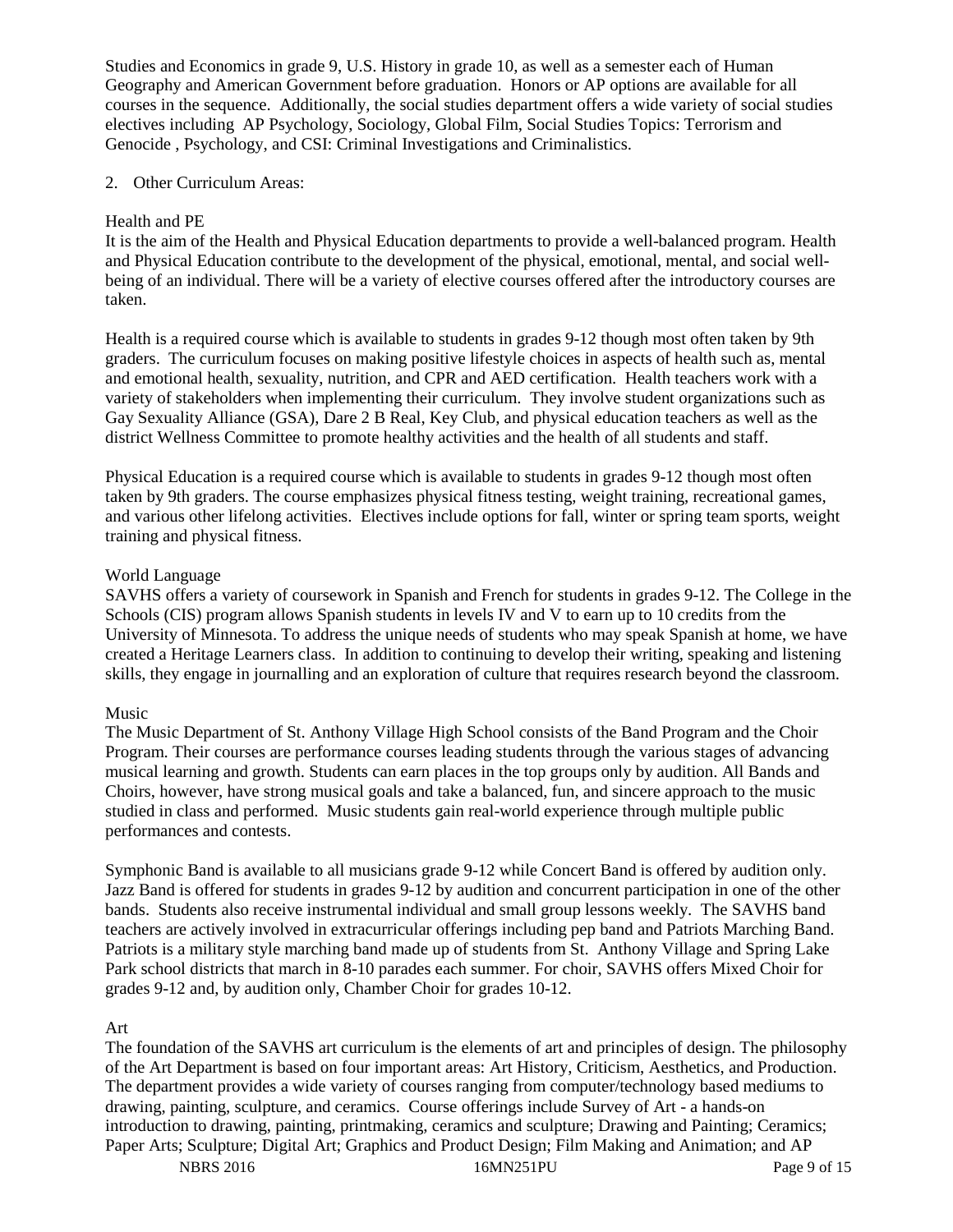Studies and Economics in grade 9, U.S. History in grade 10, as well as a semester each of Human Geography and American Government before graduation. Honors or AP options are available for all courses in the sequence. Additionally, the social studies department offers a wide variety of social studies electives including AP Psychology, Sociology, Global Film, Social Studies Topics: Terrorism and Genocide , Psychology, and CSI: Criminal Investigations and Criminalistics.

2. Other Curriculum Areas:

Health and PE

It is the aim of the Health and Physical Education departments to provide a well-balanced program. Health and Physical Education contribute to the development of the physical, emotional, mental, and social well-being of an individual. There will be a variety of elective courses offered after the introductory courses are taken.

Health is a required course which is available to students in grades 9-12 though most often taken by 9th graders. The curriculum focuses on making positive lifestyle choices in aspects of health such as, mental and emotional health, sexuality, nutrition, and CPR and AED certification. Health teachers work with a variety of stakeholders when implementing their curriculum. They involve student organizations such as Gay Sexuality Alliance (GSA), Dare 2 B Real, Key Club, and physical education teachers as well as the district Wellness Committee to promote healthy activities and the health of all students and staff.

Physical Education is a required course which is available to students in grades 9-12 though most often taken by 9th graders. The course emphasizes physical fitness testing, weight training, recreational games, and various other lifelong activities. Electives include options for fall, winter or spring team sports, weight training and physical fitness.

World Language

SAVHS offers a variety of coursework in Spanish and French for students in grades 9-12. The College in the Schools (CIS) program allows Spanish students in levels IV and V to earn up to 10 credits from the University of Minnesota. To address the unique needs of students who may speak Spanish at home, we have created a Heritage Learners class. In addition to continuing to develop their writing, speaking and listening skills, they engage in journalling and an exploration of culture that requires research beyond the classroom.

Music

The Music Department of St. Anthony Village High School consists of the Band Program and the Choir Program. Their courses are performance courses leading students through the various stages of advancing musical learning and growth. Students can earn places in the top groups only by audition. All Bands and Choirs, however, have strong musical goals and take a balanced, fun, and sincere approach to the music studied in class and performed. Music students gain real-world experience through multiple public performances and contests.

Symphonic Band is available to all musicians grade 9-12 while Concert Band is offered by audition only. Jazz Band is offered for students in grades 9-12 by audition and concurrent participation in one of the other bands. Students also receive instrumental individual and small group lessons weekly. The SAVHS band teachers are actively involved in extracurricular offerings including pep band and Patriots Marching Band. Patriots is a military style marching band made up of students from St. Anthony Village and Spring Lake Park school districts that march in 8-10 parades each summer. For choir, SAVHS offers Mixed Choir for grades 9-12 and, by audition only, Chamber Choir for grades 10-12.

Art

The foundation of the SAVHS art curriculum is the elements of art and principles of design. The philosophy of the Art Department is based on four important areas: Art History, Criticism, Aesthetics, and Production. The department provides a wide variety of courses ranging from computer/technology based mediums to drawing, painting, sculpture, and ceramics. Course offerings include Survey of Art - a hands-on introduction to drawing, painting, printmaking, ceramics and sculpture; Drawing and Painting; Ceramics; Paper Arts; Sculpture; Digital Art; Graphics and Product Design; Film Making and Animation; and AP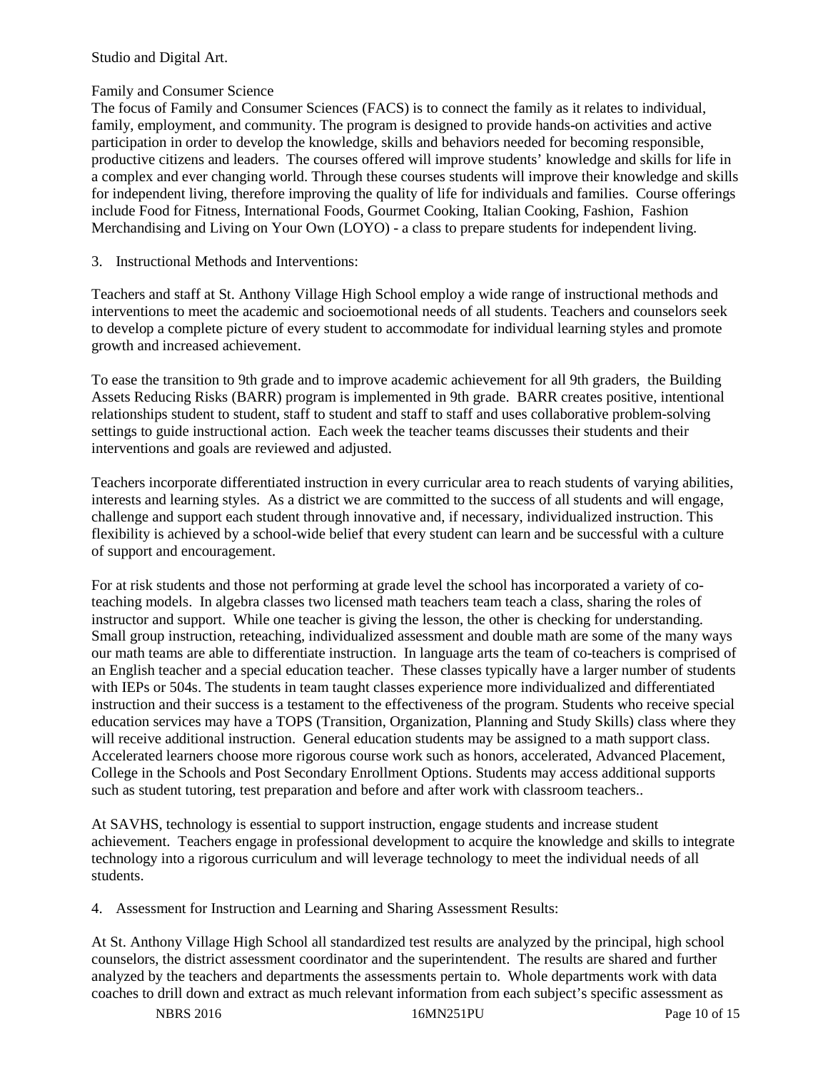Studio and Digital Art.

Family and Consumer Science

The focus of Family and Consumer Sciences (FACS) is to connect the family as it relates to individual, family, employment, and community. The program is designed to provide hands-on activities and active participation in order to develop the knowledge, skills and behaviors needed for becoming responsible, productive citizens and leaders. The courses offered will improve students' knowledge and skills for life in a complex and ever changing world. Through these courses students will improve their knowledge and skills for independent living, therefore improving the quality of life for individuals and families. Course offerings include Food for Fitness, International Foods, Gourmet Cooking, Italian Cooking, Fashion, Fashion Merchandising and Living on Your Own (LOYO) - a class to prepare students for independent living.

3. Instructional Methods and Interventions:

Teachers and staff at St. Anthony Village High School employ a wide range of instructional methods and interventions to meet the academic and socioemotional needs of all students. Teachers and counselors seek to develop a complete picture of every student to accommodate for individual learning styles and promote growth and increased achievement.

To ease the transition to 9th grade and to improve academic achievement for all 9th graders, the Building Assets Reducing Risks (BARR) program is implemented in 9th grade. BARR creates positive, intentional relationships student to student, staff to student and staff to staff and uses collaborative problem-solving settings to guide instructional action. Each week the teacher teams discusses their students and their interventions and goals are reviewed and adjusted.

Teachers incorporate differentiated instruction in every curricular area to reach students of varying abilities, interests and learning styles. As a district we are committed to the success of all students and will engage, challenge and support each student through innovative and, if necessary, individualized instruction. This flexibility is achieved by a school-wide belief that every student can learn and be successful with a culture of support and encouragement.

For at risk students and those not performing at grade level the school has incorporated a variety of co-teaching models. In algebra classes two licensed math teachers team teach a class, sharing the roles of instructor and support. While one teacher is giving the lesson, the other is checking for understanding. Small group instruction, reteaching, individualized assessment and double math are some of the many ways our math teams are able to differentiate instruction. In language arts the team of co-teachers is comprised of an English teacher and a special education teacher. These classes typically have a larger number of students with IEPs or 504s. The students in team taught classes experience more individualized and differentiated instruction and their success is a testament to the effectiveness of the program. Students who receive special education services may have a TOPS (Transition, Organization, Planning and Study Skills) class where they will receive additional instruction. General education students may be assigned to a math support class. Accelerated learners choose more rigorous course work such as honors, accelerated, Advanced Placement, College in the Schools and Post Secondary Enrollment Options. Students may access additional supports such as student tutoring, test preparation and before and after work with classroom teachers..

At SAVHS, technology is essential to support instruction, engage students and increase student achievement. Teachers engage in professional development to acquire the knowledge and skills to integrate technology into a rigorous curriculum and will leverage technology to meet the individual needs of all students.

4. Assessment for Instruction and Learning and Sharing Assessment Results:

At St. Anthony Village High School all standardized test results are analyzed by the principal, high school counselors, the district assessment coordinator and the superintendent. The results are shared and further analyzed by the teachers and departments the assessments pertain to. Whole departments work with data coaches to drill down and extract as much relevant information from each subject's specific assessment as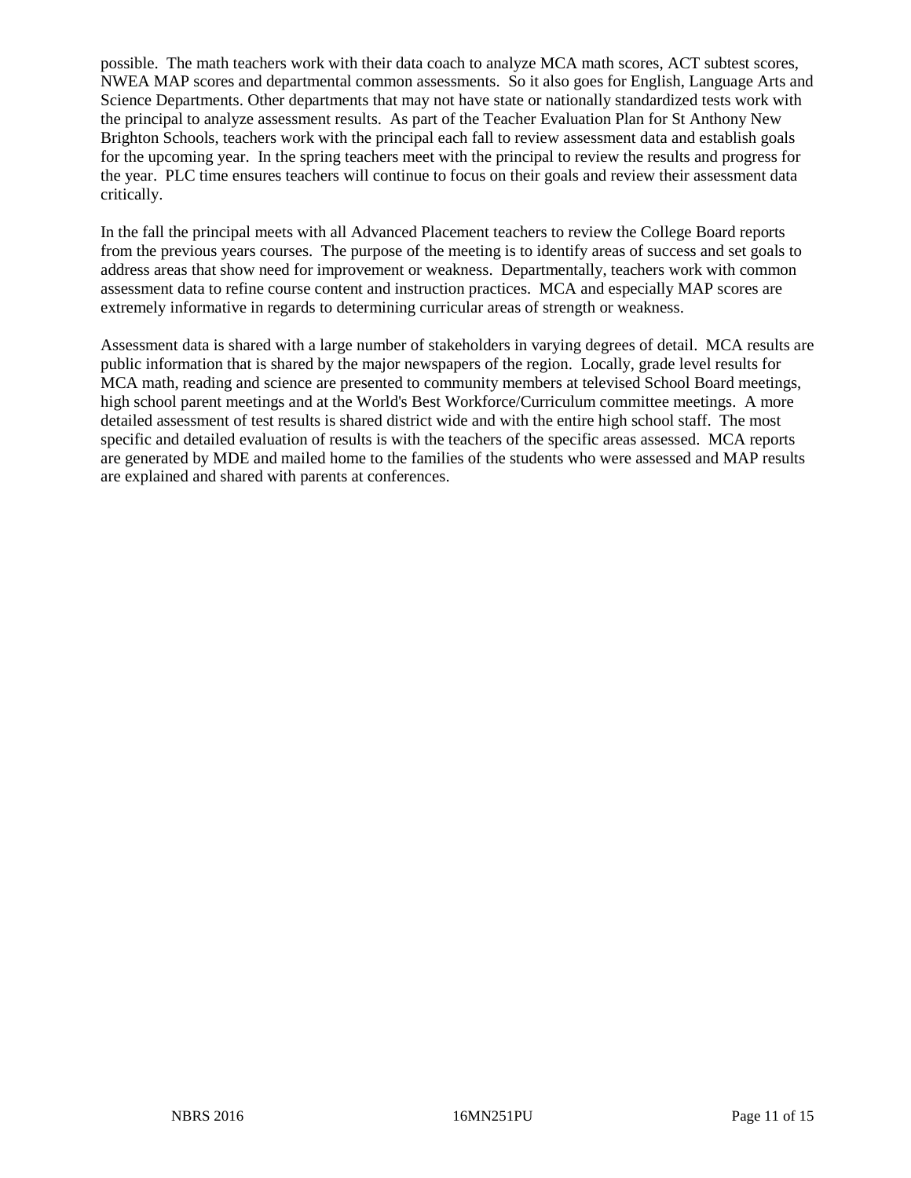possible. The math teachers work with their data coach to analyze MCA math scores, ACT subtest scores, NWEA MAP scores and departmental common assessments. So it also goes for English, Language Arts and Science Departments. Other departments that may not have state or nationally standardized tests work with the principal to analyze assessment results. As part of the Teacher Evaluation Plan for St Anthony New Brighton Schools, teachers work with the principal each fall to review assessment data and establish goals for the upcoming year. In the spring teachers meet with the principal to review the results and progress for the year. PLC time ensures teachers will continue to focus on their goals and review their assessment data critically.

In the fall the principal meets with all Advanced Placement teachers to review the College Board reports from the previous years courses. The purpose of the meeting is to identify areas of success and set goals to address areas that show need for improvement or weakness. Departmentally, teachers work with common assessment data to refine course content and instruction practices. MCA and especially MAP scores are extremely informative in regards to determining curricular areas of strength or weakness.

Assessment data is shared with a large number of stakeholders in varying degrees of detail. MCA results are public information that is shared by the major newspapers of the region. Locally, grade level results for MCA math, reading and science are presented to community members at televised School Board meetings, high school parent meetings and at the World's Best Workforce/Curriculum committee meetings. A more detailed assessment of test results is shared district wide and with the entire high school staff. The most specific and detailed evaluation of results is with the teachers of the specific areas assessed. MCA reports are generated by MDE and mailed home to the families of the students who were assessed and MAP results are explained and shared with parents at conferences.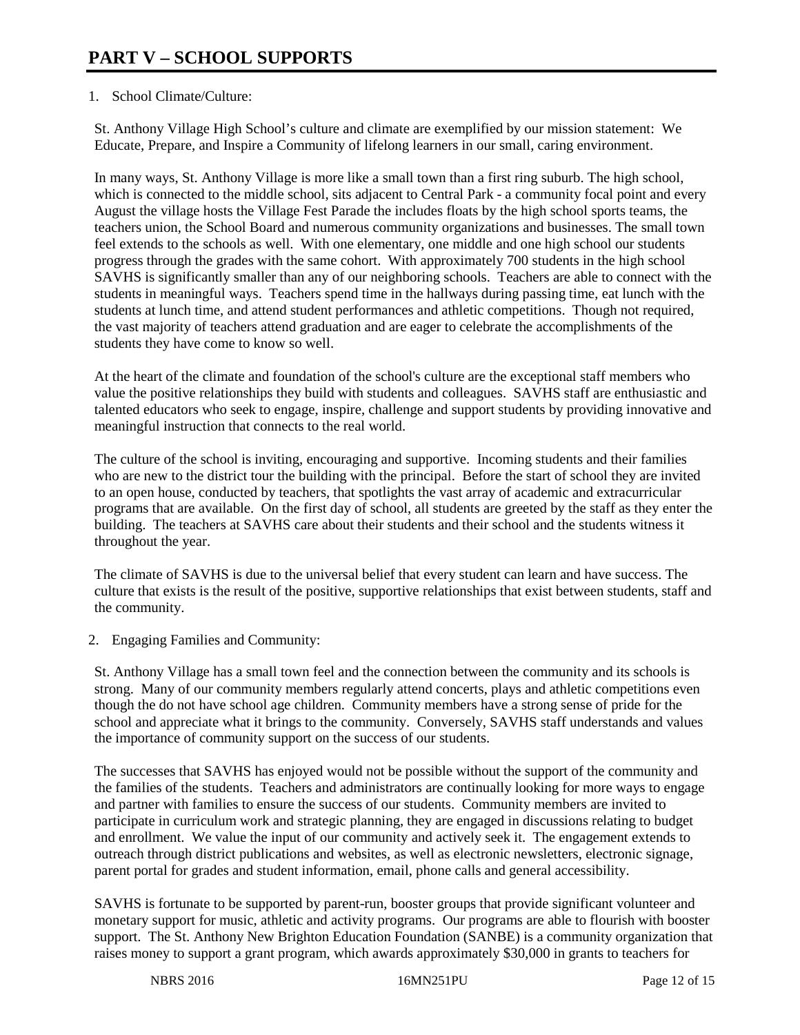# PART V – SCHOOL SUPPORTS

1. School Climate/Culture:

St. Anthony Village High School's culture and climate are exemplified by our mission statement: We Educate, Prepare, and Inspire a Community of lifelong learners in our small, caring environment.

In many ways, St. Anthony Village is more like a small town than a first ring suburb. The high school, which is connected to the middle school, sits adjacent to Central Park - a community focal point and every August the village hosts the Village Fest Parade the includes floats by the high school sports teams, the teachers union, the School Board and numerous community organizations and businesses. The small town feel extends to the schools as well. With one elementary, one middle and one high school our students progress through the grades with the same cohort. With approximately 700 students in the high school SAVHS is significantly smaller than any of our neighboring schools. Teachers are able to connect with the students in meaningful ways. Teachers spend time in the hallways during passing time, eat lunch with the students at lunch time, and attend student performances and athletic competitions. Though not required, the vast majority of teachers attend graduation and are eager to celebrate the accomplishments of the students they have come to know so well.

At the heart of the climate and foundation of the school's culture are the exceptional staff members who value the positive relationships they build with students and colleagues. SAVHS staff are enthusiastic and talented educators who seek to engage, inspire, challenge and support students by providing innovative and meaningful instruction that connects to the real world.

The culture of the school is inviting, encouraging and supportive. Incoming students and their families who are new to the district tour the building with the principal. Before the start of school they are invited to an open house, conducted by teachers, that spotlights the vast array of academic and extracurricular programs that are available. On the first day of school, all students are greeted by the staff as they enter the building. The teachers at SAVHS care about their students and their school and the students witness it throughout the year.

The climate of SAVHS is due to the universal belief that every student can learn and have success. The culture that exists is the result of the positive, supportive relationships that exist between students, staff and the community.

2. Engaging Families and Community:

St. Anthony Village has a small town feel and the connection between the community and its schools is strong. Many of our community members regularly attend concerts, plays and athletic competitions even though the do not have school age children. Community members have a strong sense of pride for the school and appreciate what it brings to the community. Conversely, SAVHS staff understands and values the importance of community support on the success of our students.

The successes that SAVHS has enjoyed would not be possible without the support of the community and the families of the students. Teachers and administrators are continually looking for more ways to engage and partner with families to ensure the success of our students. Community members are invited to participate in curriculum work and strategic planning, they are engaged in discussions relating to budget and enrollment. We value the input of our community and actively seek it. The engagement extends to outreach through district publications and websites, as well as electronic newsletters, electronic signage, parent portal for grades and student information, email, phone calls and general accessibility.

SAVHS is fortunate to be supported by parent-run, booster groups that provide significant volunteer and monetary support for music, athletic and activity programs. Our programs are able to flourish with booster support. The St. Anthony New Brighton Education Foundation (SANBE) is a community organization that raises money to support a grant program, which awards approximately $30,000 in grants to teachers for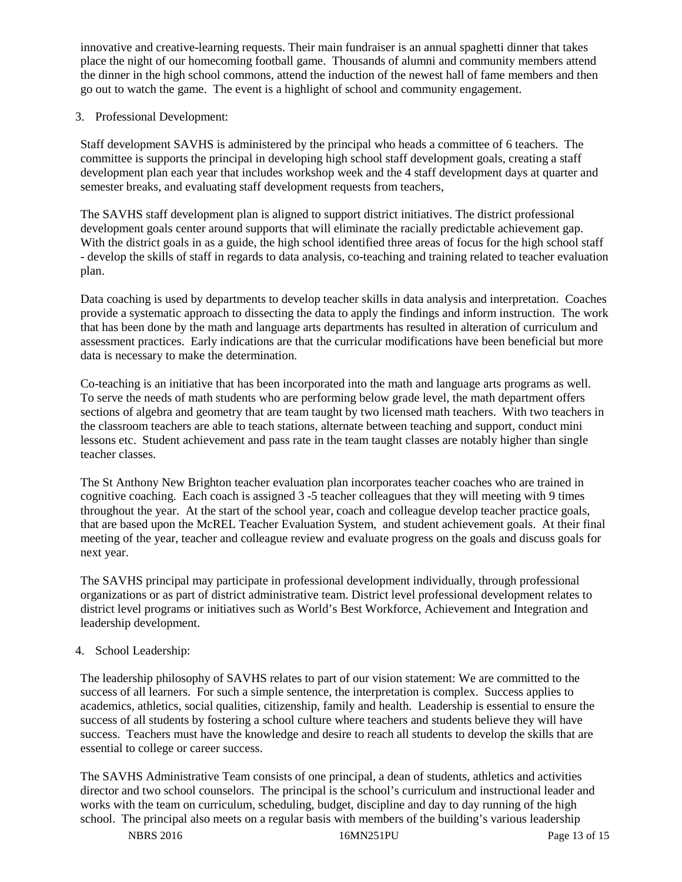innovative and creative-learning requests. Their main fundraiser is an annual spaghetti dinner that takes place the night of our homecoming football game. Thousands of alumni and community members attend the dinner in the high school commons, attend the induction of the newest hall of fame members and then go out to watch the game. The event is a highlight of school and community engagement.

3. Professional Development:

Staff development SAVHS is administered by the principal who heads a committee of 6 teachers. The committee is supports the principal in developing high school staff development goals, creating a staff development plan each year that includes workshop week and the 4 staff development days at quarter and semester breaks, and evaluating staff development requests from teachers,

The SAVHS staff development plan is aligned to support district initiatives. The district professional development goals center around supports that will eliminate the racially predictable achievement gap. With the district goals in as a guide, the high school identified three areas of focus for the high school staff - develop the skills of staff in regards to data analysis, co-teaching and training related to teacher evaluation plan.

Data coaching is used by departments to develop teacher skills in data analysis and interpretation. Coaches provide a systematic approach to dissecting the data to apply the findings and inform instruction. The work that has been done by the math and language arts departments has resulted in alteration of curriculum and assessment practices. Early indications are that the curricular modifications have been beneficial but more data is necessary to make the determination.

Co-teaching is an initiative that has been incorporated into the math and language arts programs as well. To serve the needs of math students who are performing below grade level, the math department offers sections of algebra and geometry that are team taught by two licensed math teachers. With two teachers in the classroom teachers are able to teach stations, alternate between teaching and support, conduct mini lessons etc. Student achievement and pass rate in the team taught classes are notably higher than single teacher classes.

The St Anthony New Brighton teacher evaluation plan incorporates teacher coaches who are trained in cognitive coaching. Each coach is assigned 3 -5 teacher colleagues that they will meeting with 9 times throughout the year. At the start of the school year, coach and colleague develop teacher practice goals, that are based upon the McREL Teacher Evaluation System, and student achievement goals. At their final meeting of the year, teacher and colleague review and evaluate progress on the goals and discuss goals for next year.

The SAVHS principal may participate in professional development individually, through professional organizations or as part of district administrative team. District level professional development relates to district level programs or initiatives such as World's Best Workforce, Achievement and Integration and leadership development.

4. School Leadership:

The leadership philosophy of SAVHS relates to part of our vision statement: We are committed to the success of all learners. For such a simple sentence, the interpretation is complex. Success applies to academics, athletics, social qualities, citizenship, family and health. Leadership is essential to ensure the success of all students by fostering a school culture where teachers and students believe they will have success. Teachers must have the knowledge and desire to reach all students to develop the skills that are essential to college or career success.

The SAVHS Administrative Team consists of one principal, a dean of students, athletics and activities director and two school counselors. The principal is the school's curriculum and instructional leader and works with the team on curriculum, scheduling, budget, discipline and day to day running of the high school. The principal also meets on a regular basis with members of the building's various leadership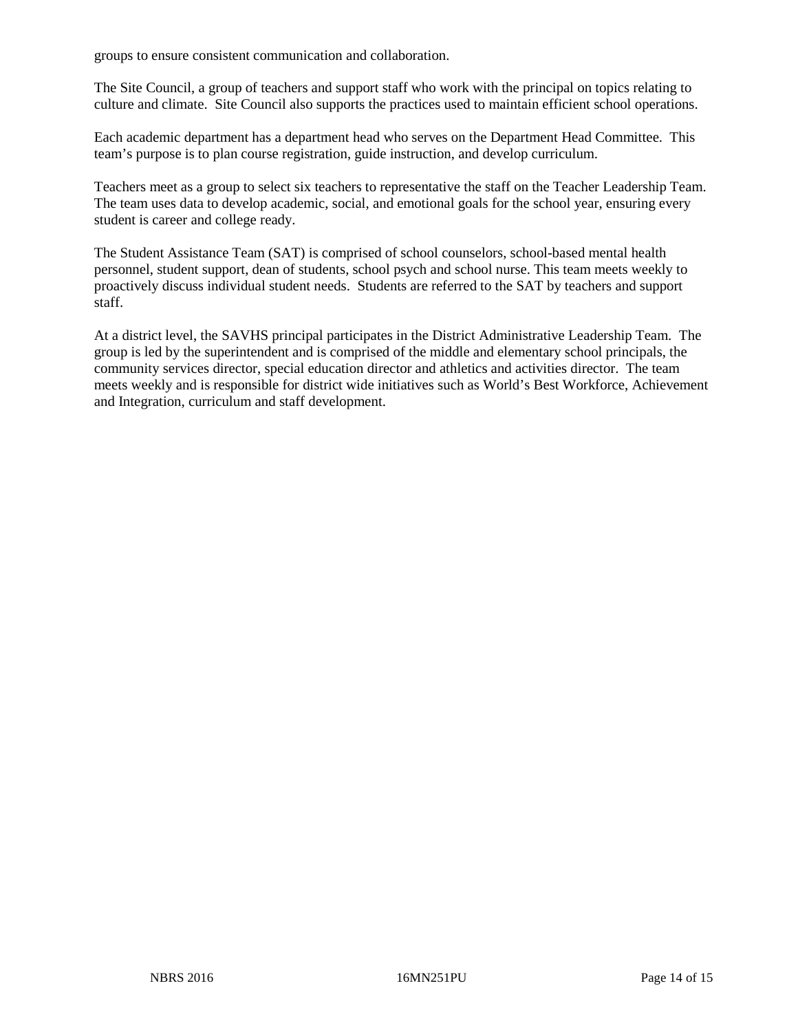groups to ensure consistent communication and collaboration.

The Site Council, a group of teachers and support staff who work with the principal on topics relating to culture and climate. Site Council also supports the practices used to maintain efficient school operations.

Each academic department has a department head who serves on the Department Head Committee. This team's purpose is to plan course registration, guide instruction, and develop curriculum.

Teachers meet as a group to select six teachers to representative the staff on the Teacher Leadership Team. The team uses data to develop academic, social, and emotional goals for the school year, ensuring every student is career and college ready.

The Student Assistance Team (SAT) is comprised of school counselors, school-based mental health personnel, student support, dean of students, school psych and school nurse. This team meets weekly to proactively discuss individual student needs. Students are referred to the SAT by teachers and support staff.

At a district level, the SAVHS principal participates in the District Administrative Leadership Team. The group is led by the superintendent and is comprised of the middle and elementary school principals, the community services director, special education director and athletics and activities director. The team meets weekly and is responsible for district wide initiatives such as World's Best Workforce, Achievement and Integration, curriculum and staff development.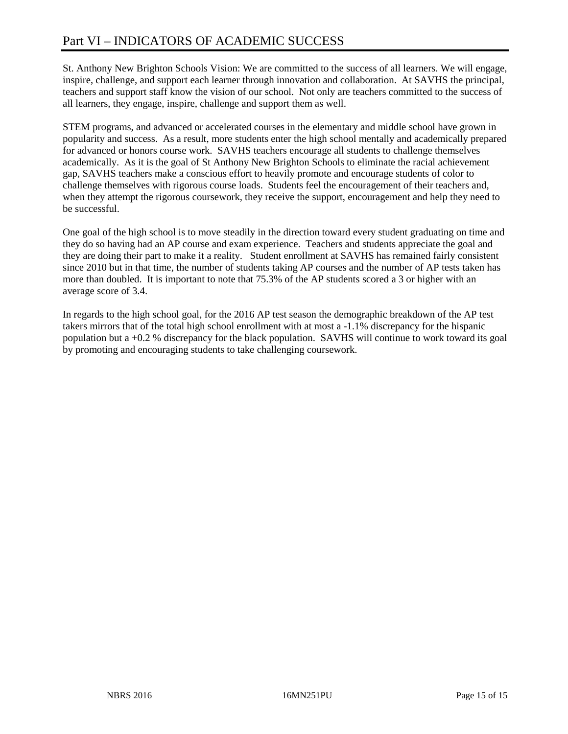# Part VI – INDICATORS OF ACADEMIC SUCCESS

St. Anthony New Brighton Schools Vision: We are committed to the success of all learners. We will engage, inspire, challenge, and support each learner through innovation and collaboration. At SAVHS the principal, teachers and support staff know the vision of our school. Not only are teachers committed to the success of all learners, they engage, inspire, challenge and support them as well.

STEM programs, and advanced or accelerated courses in the elementary and middle school have grown in popularity and success. As a result, more students enter the high school mentally and academically prepared for advanced or honors course work. SAVHS teachers encourage all students to challenge themselves academically. As it is the goal of St Anthony New Brighton Schools to eliminate the racial achievement gap, SAVHS teachers make a conscious effort to heavily promote and encourage students of color to challenge themselves with rigorous course loads. Students feel the encouragement of their teachers and, when they attempt the rigorous coursework, they receive the support, encouragement and help they need to be successful.

One goal of the high school is to move steadily in the direction toward every student graduating on time and they do so having had an AP course and exam experience. Teachers and students appreciate the goal and they are doing their part to make it a reality. Student enrollment at SAVHS has remained fairly consistent since 2010 but in that time, the number of students taking AP courses and the number of AP tests taken has more than doubled. It is important to note that 75.3% of the AP students scored a 3 or higher with an average score of 3.4.

In regards to the high school goal, for the 2016 AP test season the demographic breakdown of the AP test takers mirrors that of the total high school enrollment with at most a -1.1% discrepancy for the hispanic population but a +0.2 % discrepancy for the black population. SAVHS will continue to work toward its goal by promoting and encouraging students to take challenging coursework.